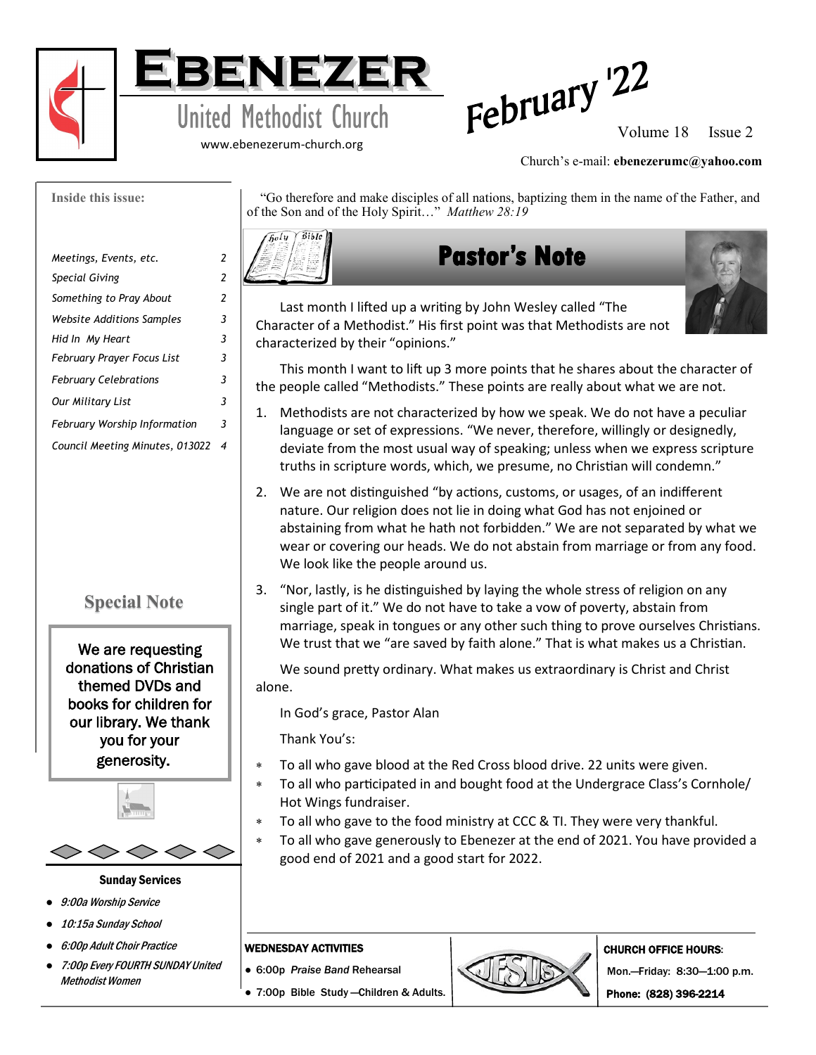# Ebenezer

## United Methodist Church

www.ebenezerum-church.org

**February '22**

Volume 18 Issue 2

Church's e-mail: **ebenezerumc@yahoo.com**

**Inside this issue:**

| | |
|---|---|
| *Meetings, Events, etc.* | *2* |
| *Special Giving* | *2* |
| *Something to Pray About* | *2* |
| *Website Additions Samples* | *3* |
| *Hid In My Heart* | *3* |
| *February Prayer Focus List* | *3* |
| *February Celebrations* | *3* |
| *Our Military List* | *3* |
| *February Worship Information* | *3* |
| *Council Meeting Minutes, 013022* | *4* |

### Special Note

We are requesting donations of Christian themed DVDs and books for children for our library. We thank you for your generosity.

**Sunday Services**

- *9:00a Worship Service*
- *10:15a Sunday School*
- *6:00p Adult Choir Practice*
- *7:00p Every FOURTH SUNDAY United Methodist Women*

"Go therefore and make disciples of all nations, baptizing them in the name of the Father, and of the Son and of the Holy Spirit…" *Matthew 28:19*

## Pastor's Note

Last month I lifted up a writing by John Wesley called "The Character of a Methodist." His first point was that Methodists are not characterized by their "opinions."

This month I want to lift up 3 more points that he shares about the character of the people called "Methodists." These points are really about what we are not.

1. Methodists are not characterized by how we speak. We do not have a peculiar language or set of expressions. "We never, therefore, willingly or designedly, deviate from the most usual way of speaking; unless when we express scripture truths in scripture words, which, we presume, no Christian will condemn."
2. We are not distinguished "by actions, customs, or usages, of an indifferent nature. Our religion does not lie in doing what God has not enjoined or abstaining from what he hath not forbidden." We are not separated by what we wear or covering our heads. We do not abstain from marriage or from any food. We look like the people around us.
3. "Nor, lastly, is he distinguished by laying the whole stress of religion on any single part of it." We do not have to take a vow of poverty, abstain from marriage, speak in tongues or any other such thing to prove ourselves Christians. We trust that we "are saved by faith alone." That is what makes us a Christian.

We sound pretty ordinary. What makes us extraordinary is Christ and Christ alone.

In God's grace, Pastor Alan

Thank You's:

- To all who gave blood at the Red Cross blood drive. 22 units were given.
- To all who participated in and bought food at the Undergrace Class's Cornhole/ Hot Wings fundraiser.
- To all who gave to the food ministry at CCC & TI. They were very thankful.
- To all who gave generously to Ebenezer at the end of 2021. You have provided a good end of 2021 and a good start for 2022.

**WEDNESDAY ACTIVITIES**

- **6:00p** ***Praise Band*** **Rehearsal**
- **7:00p Bible Study—Children & Adults.**

**CHURCH OFFICE HOURS:**

**Mon.—Friday: 8:30—1:00 p.m.**

**Phone: (828) 396-2214**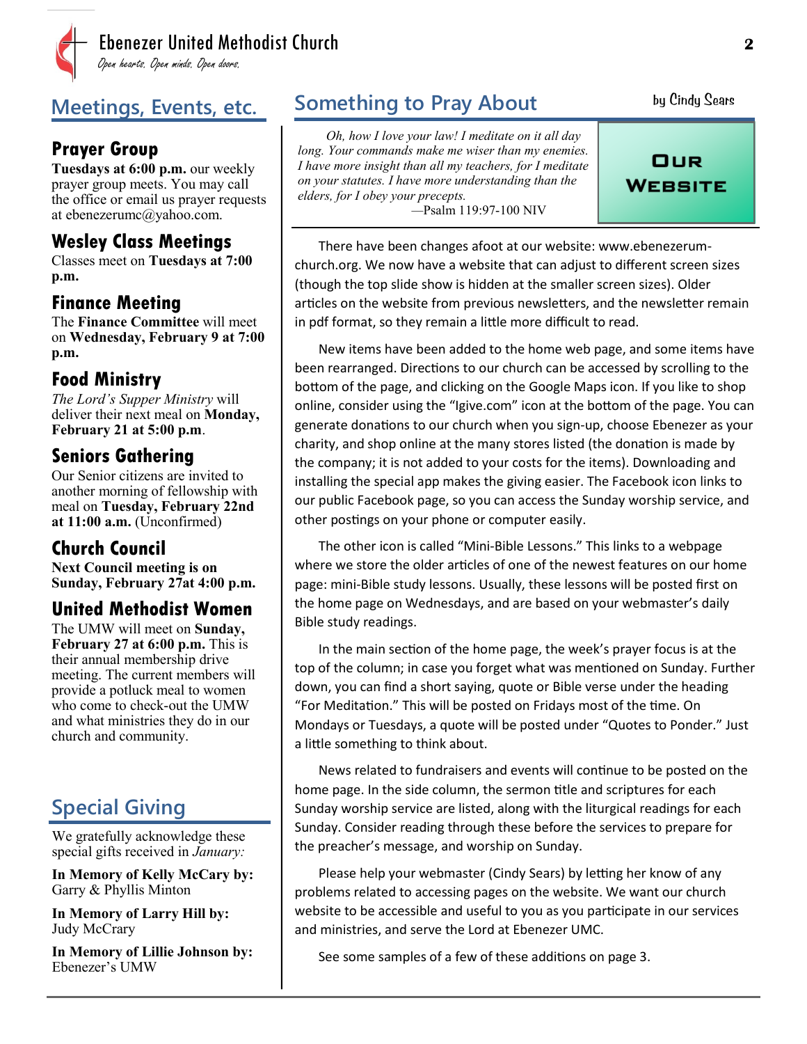## Meetings, Events, etc.

### Prayer Group

**Tuesdays at 6:00 p.m.** our weekly prayer group meets. You may call the office or email us prayer requests at ebenezerumc@yahoo.com.

### Wesley Class Meetings

Classes meet on **Tuesdays at 7:00 p.m.**

### Finance Meeting

The **Finance Committee** will meet on **Wednesday, February 9 at 7:00 p.m.**

### Food Ministry

*The Lord's Supper Ministry* will deliver their next meal on **Monday, February 21 at 5:00 p.m**.

### Seniors Gathering

Our Senior citizens are invited to another morning of fellowship with meal on **Tuesday, February 22nd at 11:00 a.m.** (Unconfirmed)

### Church Council

**Next Council meeting is on Sunday, February 27at 4:00 p.m.**

### United Methodist Women

The UMW will meet on **Sunday, February 27 at 6:00 p.m.** This is their annual membership drive meeting. The current members will provide a potluck meal to women who come to check-out the UMW and what ministries they do in our church and community.

## Special Giving

We gratefully acknowledge these special gifts received in *January:*

**In Memory of Kelly McCary by:** Garry & Phyllis Minton

**In Memory of Larry Hill by:** Judy McCrary

**In Memory of Lillie Johnson by:** Ebenezer's UMW

## Something to Pray About

by Cindy Sears

*Oh, how I love your law! I meditate on it all day long. Your commands make me wiser than my enemies. I have more insight than all my teachers, for I meditate on your statutes. I have more understanding than the elders, for I obey your precepts.*
—Psalm 119:97-100 NIV

### Our Website

There have been changes afoot at our website: www.ebenezerum-church.org. We now have a website that can adjust to different screen sizes (though the top slide show is hidden at the smaller screen sizes). Older articles on the website from previous newsletters, and the newsletter remain in pdf format, so they remain a little more difficult to read.

New items have been added to the home web page, and some items have been rearranged. Directions to our church can be accessed by scrolling to the bottom of the page, and clicking on the Google Maps icon. If you like to shop online, consider using the "Igive.com" icon at the bottom of the page. You can generate donations to our church when you sign-up, choose Ebenezer as your charity, and shop online at the many stores listed (the donation is made by the company; it is not added to your costs for the items). Downloading and installing the special app makes the giving easier. The Facebook icon links to our public Facebook page, so you can access the Sunday worship service, and other postings on your phone or computer easily.

The other icon is called "Mini-Bible Lessons." This links to a webpage where we store the older articles of one of the newest features on our home page: mini-Bible study lessons. Usually, these lessons will be posted first on the home page on Wednesdays, and are based on your webmaster's daily Bible study readings.

In the main section of the home page, the week's prayer focus is at the top of the column; in case you forget what was mentioned on Sunday. Further down, you can find a short saying, quote or Bible verse under the heading "For Meditation." This will be posted on Fridays most of the time. On Mondays or Tuesdays, a quote will be posted under "Quotes to Ponder." Just a little something to think about.

News related to fundraisers and events will continue to be posted on the home page. In the side column, the sermon title and scriptures for each Sunday worship service are listed, along with the liturgical readings for each Sunday. Consider reading through these before the services to prepare for the preacher's message, and worship on Sunday.

Please help your webmaster (Cindy Sears) by letting her know of any problems related to accessing pages on the website. We want our church website to be accessible and useful to you as you participate in our services and ministries, and serve the Lord at Ebenezer UMC.

See some samples of a few of these additions on page 3.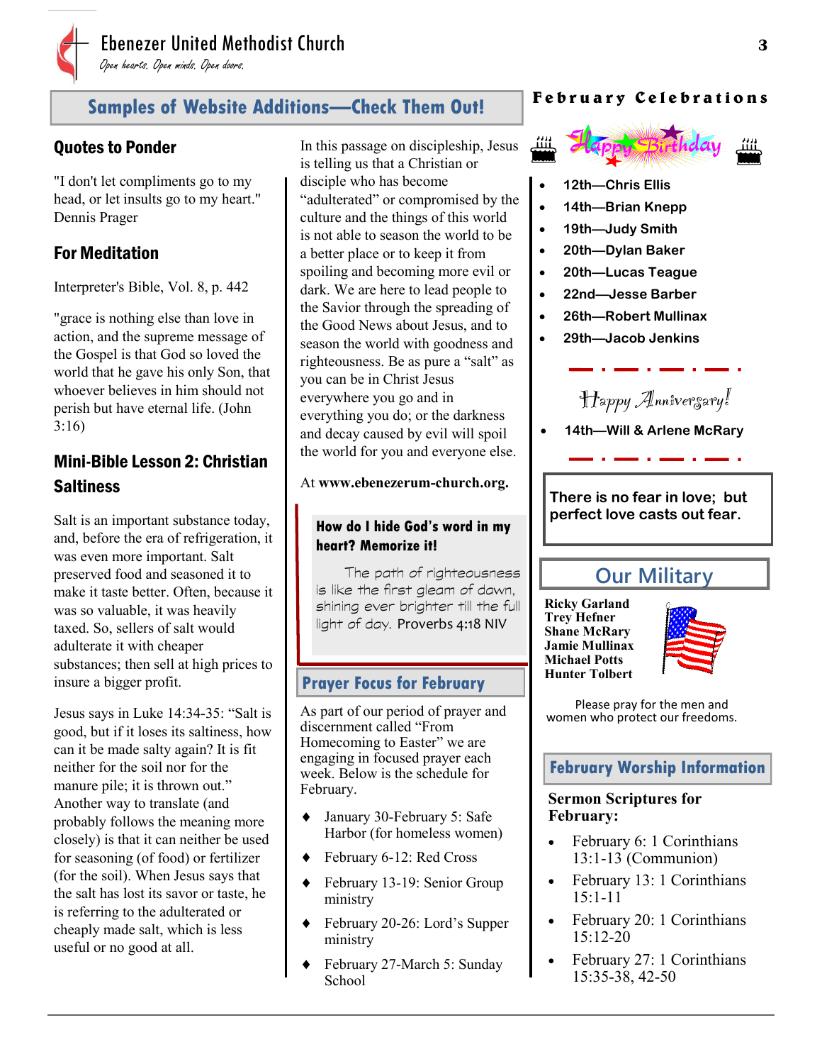## Samples of Website Additions—Check Them Out!

### Quotes to Ponder

"I don't let compliments go to my head, or let insults go to my heart." Dennis Prager

### For Meditation

Interpreter's Bible, Vol. 8, p. 442

"grace is nothing else than love in action, and the supreme message of the Gospel is that God so loved the world that he gave his only Son, that whoever believes in him should not perish but have eternal life. (John 3:16)

### Mini-Bible Lesson 2: Christian Saltiness

Salt is an important substance today, and, before the era of refrigeration, it was even more important. Salt preserved food and seasoned it to make it taste better. Often, because it was so valuable, it was heavily taxed. So, sellers of salt would adulterate it with cheaper substances; then sell at high prices to insure a bigger profit.

Jesus says in Luke 14:34-35: "Salt is good, but if it loses its saltiness, how can it be made salty again? It is fit neither for the soil nor for the manure pile; it is thrown out." Another way to translate (and probably follows the meaning more closely) is that it can neither be used for seasoning (of food) or fertilizer (for the soil). When Jesus says that the salt has lost its savor or taste, he is referring to the adulterated or cheaply made salt, which is less useful or no good at all.

In this passage on discipleship, Jesus is telling us that a Christian or disciple who has become "adulterated" or compromised by the culture and the things of this world is not able to season the world to be a better place or to keep it from spoiling and becoming more evil or dark. We are here to lead people to the Savior through the spreading of the Good News about Jesus, and to season the world with goodness and righteousness. Be as pure a "salt" as you can be in Christ Jesus everywhere you go and in everything you do; or the darkness and decay caused by evil will spoil the world for you and everyone else.

At **www.ebenezerum-church.org.**

**How do I hide God's word in my heart? Memorize it!**

The path of righteousness is like the first gleam of dawn, shining ever brighter till the full light of day. Proverbs 4:18 NIV

## Prayer Focus for February

As part of our period of prayer and discernment called "From Homecoming to Easter" we are engaging in focused prayer each week. Below is the schedule for February.

- January 30-February 5: Safe Harbor (for homeless women)
- February 6-12: Red Cross
- February 13-19: Senior Group ministry
- February 20-26: Lord's Supper ministry
- February 27-March 5: Sunday School

## February Celebrations

Happy Birthday

- **12th—Chris Ellis**
- **14th—Brian Knepp**
- **19th—Judy Smith**
- **20th—Dylan Baker**
- **20th—Lucas Teague**
- **22nd—Jesse Barber**
- **26th—Robert Mullinax**
- **29th—Jacob Jenkins**

Happy Anniversary!

- **14th—Will & Arlene McRary**

**There is no fear in love; but perfect love casts out fear.**

## Our Military

**Ricky Garland**
**Trey Hefner**
**Shane McRary**
**Jamie Mullinax**
**Michael Potts**
**Hunter Tolbert**

Please pray for the men and women who protect our freedoms.

## February Worship Information

**Sermon Scriptures for February:**

- February 6: 1 Corinthians 13:1-13 (Communion)
- February 13: 1 Corinthians 15:1-11
- February 20: 1 Corinthians 15:12-20
- February 27: 1 Corinthians 15:35-38, 42-50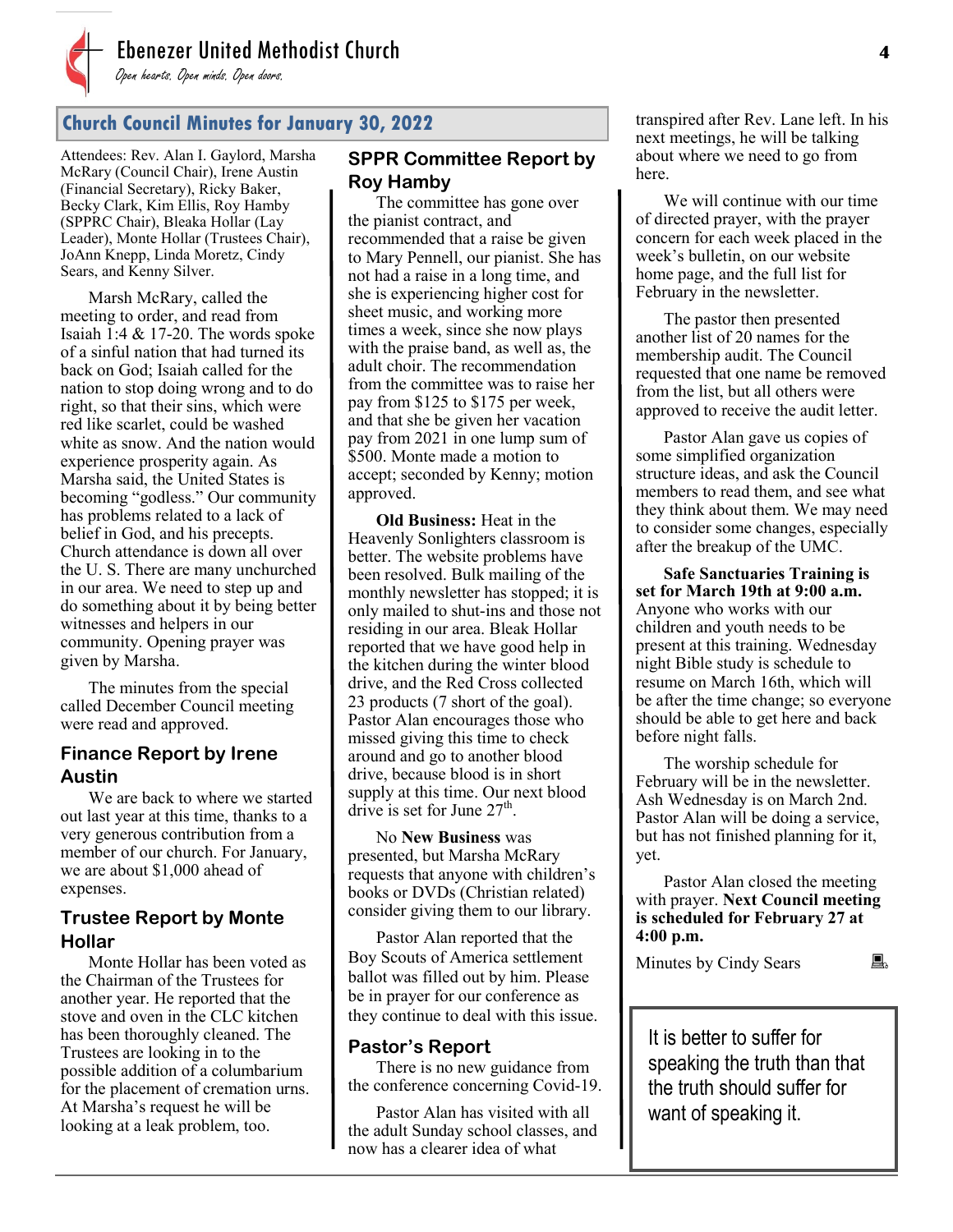## Church Council Minutes for January 30, 2022

Attendees: Rev. Alan I. Gaylord, Marsha McRary (Council Chair), Irene Austin (Financial Secretary), Ricky Baker, Becky Clark, Kim Ellis, Roy Hamby (SPPRC Chair), Bleaka Hollar (Lay Leader), Monte Hollar (Trustees Chair), JoAnn Knepp, Linda Moretz, Cindy Sears, and Kenny Silver.

Marsh McRary, called the meeting to order, and read from Isaiah 1:4 & 17-20. The words spoke of a sinful nation that had turned its back on God; Isaiah called for the nation to stop doing wrong and to do right, so that their sins, which were red like scarlet, could be washed white as snow. And the nation would experience prosperity again. As Marsha said, the United States is becoming "godless." Our community has problems related to a lack of belief in God, and his precepts. Church attendance is down all over the U. S. There are many unchurched in our area. We need to step up and do something about it by being better witnesses and helpers in our community. Opening prayer was given by Marsha.

The minutes from the special called December Council meeting were read and approved.

### Finance Report by Irene Austin

We are back to where we started out last year at this time, thanks to a very generous contribution from a member of our church. For January, we are about $1,000 ahead of expenses.

### Trustee Report by Monte Hollar

Monte Hollar has been voted as the Chairman of the Trustees for another year. He reported that the stove and oven in the CLC kitchen has been thoroughly cleaned. The Trustees are looking in to the possible addition of a columbarium for the placement of cremation urns. At Marsha's request he will be looking at a leak problem, too.

### SPPR Committee Report by Roy Hamby

The committee has gone over the pianist contract, and recommended that a raise be given to Mary Pennell, our pianist. She has not had a raise in a long time, and she is experiencing higher cost for sheet music, and working more times a week, since she now plays with the praise band, as well as, the adult choir. The recommendation from the committee was to raise her pay from $125 to $175 per week, and that she be given her vacation pay from 2021 in one lump sum of $500. Monte made a motion to accept; seconded by Kenny; motion approved.

**Old Business:** Heat in the Heavenly Sonlighters classroom is better. The website problems have been resolved. Bulk mailing of the monthly newsletter has stopped; it is only mailed to shut-ins and those not residing in our area. Bleak Hollar reported that we have good help in the kitchen during the winter blood drive, and the Red Cross collected 23 products (7 short of the goal). Pastor Alan encourages those who missed giving this time to check around and go to another blood drive, because blood is in short supply at this time. Our next blood drive is set for June 27th.

No **New Business** was presented, but Marsha McRary requests that anyone with children's books or DVDs (Christian related) consider giving them to our library.

Pastor Alan reported that the Boy Scouts of America settlement ballot was filled out by him. Please be in prayer for our conference as they continue to deal with this issue.

### Pastor's Report

There is no new guidance from the conference concerning Covid-19.

Pastor Alan has visited with all the adult Sunday school classes, and now has a clearer idea of what transpired after Rev. Lane left. In his next meetings, he will be talking about where we need to go from here.

We will continue with our time of directed prayer, with the prayer concern for each week placed in the week's bulletin, on our website home page, and the full list for February in the newsletter.

The pastor then presented another list of 20 names for the membership audit. The Council requested that one name be removed from the list, but all others were approved to receive the audit letter.

Pastor Alan gave us copies of some simplified organization structure ideas, and ask the Council members to read them, and see what they think about them. We may need to consider some changes, especially after the breakup of the UMC.

**Safe Sanctuaries Training is set for March 19th at 9:00 a.m.** Anyone who works with our children and youth needs to be present at this training. Wednesday night Bible study is schedule to resume on March 16th, which will be after the time change; so everyone should be able to get here and back before night falls.

The worship schedule for February will be in the newsletter. Ash Wednesday is on March 2nd. Pastor Alan will be doing a service, but has not finished planning for it, yet.

Pastor Alan closed the meeting with prayer. **Next Council meeting is scheduled for February 27 at 4:00 p.m.**

Minutes by Cindy Sears

---

It is better to suffer for speaking the truth than that the truth should suffer for want of speaking it.